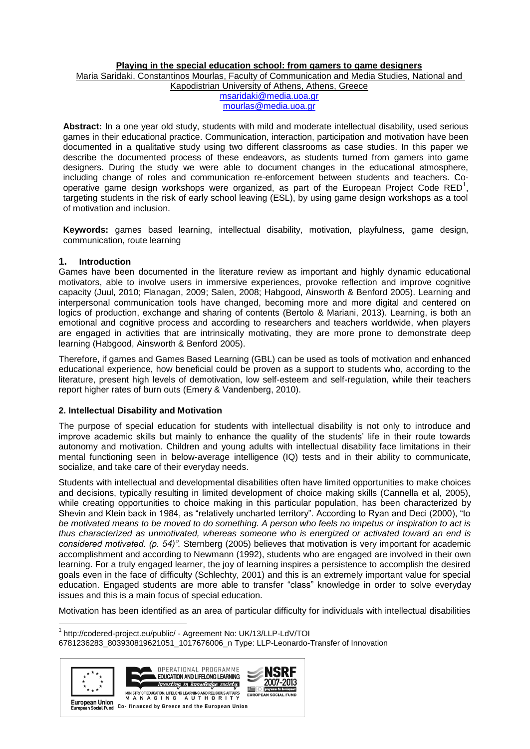# Playing in the special education school: from gamers to game designers

Maria Saridaki, Constantinos Mourlas, Faculty of Communication and Media Studies, National and Kapodistrian University of Athens, Athens, Greece

msaridaki@media.uoa.gr

mourlas@media.uoa.gr

**Abstract:** In a one year old study, students with mild and moderate intellectual disability, used serious games in their educational practice. Communication, interaction, participation and motivation have been documented in a qualitative study using two different classrooms as case studies. In this paper we describe the documented process of these endeavors, as students turned from gamers into game designers. During the study we were able to document changes in the educational atmosphere, including change of roles and communication re-enforcement between students and teachers. Co-operative game design workshops were organized, as part of the European Project Code RED[1], targeting students in the risk of early school leaving (ESL), by using game design workshops as a tool of motivation and inclusion.

**Keywords:** games based learning, intellectual disability, motivation, playfulness, game design, communication, route learning

## 1. Introduction

Games have been documented in the literature review as important and highly dynamic educational motivators, able to involve users in immersive experiences, provoke reflection and improve cognitive capacity (Juul, 2010; Flanagan, 2009; Salen, 2008; Habgood, Ainsworth & Benford 2005). Learning and interpersonal communication tools have changed, becoming more and more digital and centered on logics of production, exchange and sharing of contents (Bertolo & Mariani, 2013). Learning, is both an emotional and cognitive process and according to researchers and teachers worldwide, when players are engaged in activities that are intrinsically motivating, they are more prone to demonstrate deep learning (Habgood, Ainsworth & Benford 2005).

Therefore, if games and Games Based Learning (GBL) can be used as tools of motivation and enhanced educational experience, how beneficial could be proven as a support to students who, according to the literature, present high levels of demotivation, low self-esteem and self-regulation, while their teachers report higher rates of burn outs (Emery & Vandenberg, 2010).

## 2. Intellectual Disability and Motivation

The purpose of special education for students with intellectual disability is not only to introduce and improve academic skills but mainly to enhance the quality of the students' life in their route towards autonomy and motivation. Children and young adults with intellectual disability face limitations in their mental functioning seen in below-average intelligence (IQ) tests and in their ability to communicate, socialize, and take care of their everyday needs.

Students with intellectual and developmental disabilities often have limited opportunities to make choices and decisions, typically resulting in limited development of choice making skills (Cannella et al, 2005), while creating opportunities to choice making in this particular population, has been characterized by Shevin and Klein back in 1984, as "relatively uncharted territory". According to Ryan and Deci (2000), "*to be motivated means to be moved to do something. A person who feels no impetus or inspiration to act is thus characterized as unmotivated, whereas someone who is energized or activated toward an end is considered motivated. (p. 54)".* Sternberg (2005) believes that motivation is very important for academic accomplishment and according to Newmann (1992), students who are engaged are involved in their own learning. For a truly engaged learner, the joy of learning inspires a persistence to accomplish the desired goals even in the face of difficulty (Schlechty, 2001) and this is an extremely important value for special education. Engaged students are more able to transfer "class" knowledge in order to solve everyday issues and this is a main focus of special education.

Motivation has been identified as an area of particular difficulty for individuals with intellectual disabilities

[1] http://codered-project.eu/public/ - Agreement No: UK/13/LLP-LdV/TOI 6781236283_803930819621051_1017676006_n Type: LLP-Leonardo-Transfer of Innovation

OPERATIONAL PROGRAMME EDUCATION AND LIFELONG LEARNING investing in knowledge society MINISTRY OF EDUCATION, LIFELONG LEARNING AND RELIGIOUS AFFAIRS MANAGING AUTHORITY NSRF 2007-2013 EUROPEAN SOCIAL FUND European Union European Social Fund Co- financed by Greece and the European Union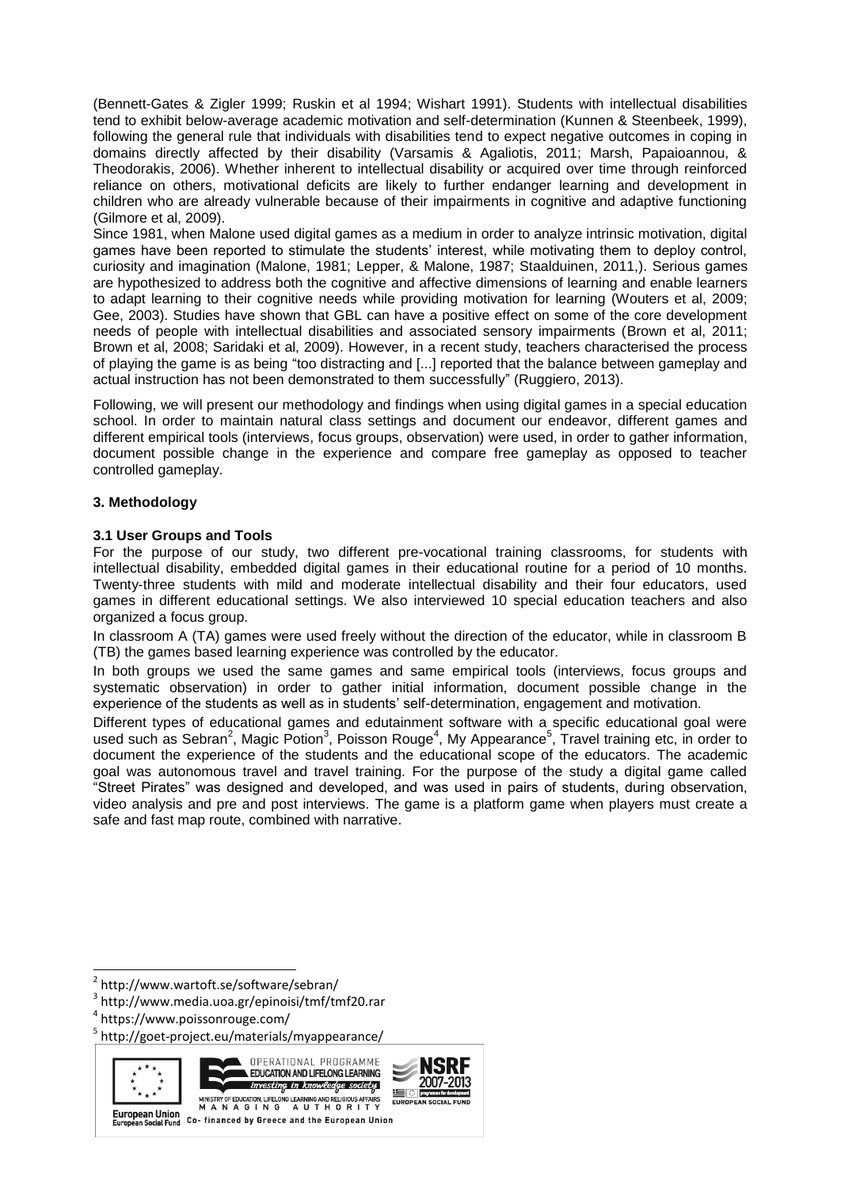(Bennett-Gates & Zigler 1999; Ruskin et al 1994; Wishart 1991). Students with intellectual disabilities tend to exhibit below-average academic motivation and self-determination (Kunnen & Steenbeek, 1999), following the general rule that individuals with disabilities tend to expect negative outcomes in coping in domains directly affected by their disability (Varsamis & Agaliotis, 2011; Marsh, Papaioannou, & Theodorakis, 2006). Whether inherent to intellectual disability or acquired over time through reinforced reliance on others, motivational deficits are likely to further endanger learning and development in children who are already vulnerable because of their impairments in cognitive and adaptive functioning (Gilmore et al, 2009).

Since 1981, when Malone used digital games as a medium in order to analyze intrinsic motivation, digital games have been reported to stimulate the students' interest, while motivating them to deploy control, curiosity and imagination (Malone, 1981; Lepper, & Malone, 1987; Staalduinen, 2011,). Serious games are hypothesized to address both the cognitive and affective dimensions of learning and enable learners to adapt learning to their cognitive needs while providing motivation for learning (Wouters et al, 2009; Gee, 2003). Studies have shown that GBL can have a positive effect on some of the core development needs of people with intellectual disabilities and associated sensory impairments (Brown et al, 2011; Brown et al, 2008; Saridaki et al, 2009). However, in a recent study, teachers characterised the process of playing the game is as being "too distracting and [...] reported that the balance between gameplay and actual instruction has not been demonstrated to them successfully" (Ruggiero, 2013).

Following, we will present our methodology and findings when using digital games in a special education school. In order to maintain natural class settings and document our endeavor, different games and different empirical tools (interviews, focus groups, observation) were used, in order to gather information, document possible change in the experience and compare free gameplay as opposed to teacher controlled gameplay.

## 3. Methodology

### 3.1 User Groups and Tools

For the purpose of our study, two different pre-vocational training classrooms, for students with intellectual disability, embedded digital games in their educational routine for a period of 10 months. Twenty-three students with mild and moderate intellectual disability and their four educators, used games in different educational settings. We also interviewed 10 special education teachers and also organized a focus group.

In classroom A (TA) games were used freely without the direction of the educator, while in classroom B (TB) the games based learning experience was controlled by the educator.

In both groups we used the same games and same empirical tools (interviews, focus groups and systematic observation) in order to gather initial information, document possible change in the experience of the students as well as in students' self-determination, engagement and motivation.

Different types of educational games and edutainment software with a specific educational goal were used such as Sebran[2], Magic Potion[3], Poisson Rouge[4], My Appearance[5], Travel training etc, in order to document the experience of the students and the educational scope of the educators. The academic goal was autonomous travel and travel training. For the purpose of the study a digital game called "Street Pirates" was designed and developed, and was used in pairs of students, during observation, video analysis and pre and post interviews. The game is a platform game when players must create a safe and fast map route, combined with narrative.

[2] http://www.wartoft.se/software/sebran/

[3] http://www.media.uoa.gr/epinoisi/tmf/tmf20.rar

[4] https://www.poissonrouge.com/

[5] http://goet-project.eu/materials/myappearance/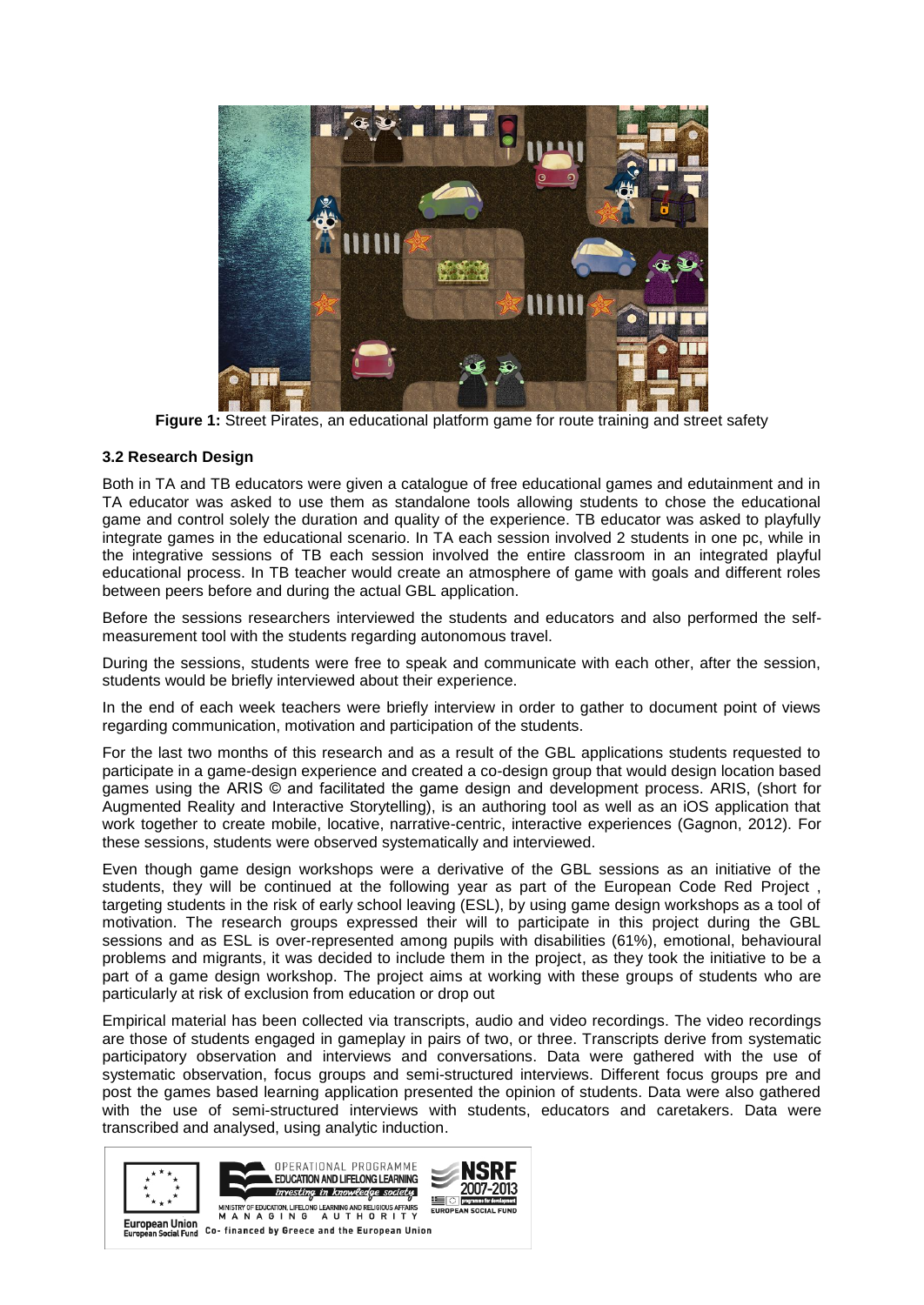**Figure 1:** Street Pirates, an educational platform game for route training and street safety

### 3.2 Research Design

Both in TA and TB educators were given a catalogue of free educational games and edutainment and in TA educator was asked to use them as standalone tools allowing students to chose the educational game and control solely the duration and quality of the experience. TB educator was asked to playfully integrate games in the educational scenario. In TA each session involved 2 students in one pc, while in the integrative sessions of TB each session involved the entire classroom in an integrated playful educational process. In TB teacher would create an atmosphere of game with goals and different roles between peers before and during the actual GBL application.

Before the sessions researchers interviewed the students and educators and also performed the self-measurement tool with the students regarding autonomous travel.

During the sessions, students were free to speak and communicate with each other, after the session, students would be briefly interviewed about their experience.

In the end of each week teachers were briefly interview in order to gather to document point of views regarding communication, motivation and participation of the students.

For the last two months of this research and as a result of the GBL applications students requested to participate in a game-design experience and created a co-design group that would design location based games using the ARIS © and facilitated the game design and development process. ARIS, (short for Augmented Reality and Interactive Storytelling), is an authoring tool as well as an iOS application that work together to create mobile, locative, narrative-centric, interactive experiences (Gagnon, 2012). For these sessions, students were observed systematically and interviewed.

Even though game design workshops were a derivative of the GBL sessions as an initiative of the students, they will be continued at the following year as part of the European Code Red Project , targeting students in the risk of early school leaving (ESL), by using game design workshops as a tool of motivation. The research groups expressed their will to participate in this project during the GBL sessions and as ESL is over-represented among pupils with disabilities (61%), emotional, behavioural problems and migrants, it was decided to include them in the project, as they took the initiative to be a part of a game design workshop. The project aims at working with these groups of students who are particularly at risk of exclusion from education or drop out

Empirical material has been collected via transcripts, audio and video recordings. The video recordings are those of students engaged in gameplay in pairs of two, or three. Transcripts derive from systematic participatory observation and interviews and conversations. Data were gathered with the use of systematic observation, focus groups and semi-structured interviews. Different focus groups pre and post the games based learning application presented the opinion of students. Data were also gathered with the use of semi-structured interviews with students, educators and caretakers. Data were transcribed and analysed, using analytic induction.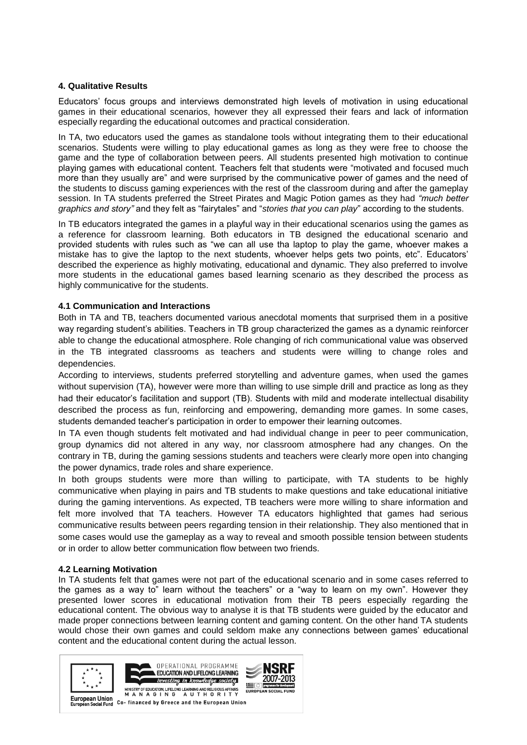### 4. Qualitative Results

Educators' focus groups and interviews demonstrated high levels of motivation in using educational games in their educational scenarios, however they all expressed their fears and lack of information especially regarding the educational outcomes and practical consideration.

In TA, two educators used the games as standalone tools without integrating them to their educational scenarios. Students were willing to play educational games as long as they were free to choose the game and the type of collaboration between peers. All students presented high motivation to continue playing games with educational content. Teachers felt that students were "motivated and focused much more than they usually are" and were surprised by the communicative power of games and the need of the students to discuss gaming experiences with the rest of the classroom during and after the gameplay session. In TA students preferred the Street Pirates and Magic Potion games as they had *"much better graphics and story"* and they felt as "fairytales" and "*stories that you can play*" according to the students.

In TB educators integrated the games in a playful way in their educational scenarios using the games as a reference for classroom learning. Both educators in TB designed the educational scenario and provided students with rules such as "we can all use tha laptop to play the game, whoever makes a mistake has to give the laptop to the next students, whoever helps gets two points, etc". Educators' described the experience as highly motivating, educational and dynamic. They also preferred to involve more students in the educational games based learning scenario as they described the process as highly communicative for the students.

#### 4.1 Communication and Interactions

Both in TA and TB, teachers documented various anecdotal moments that surprised them in a positive way regarding student's abilities. Teachers in TB group characterized the games as a dynamic reinforcer able to change the educational atmosphere. Role changing of rich communicational value was observed in the TB integrated classrooms as teachers and students were willing to change roles and dependencies.

According to interviews, students preferred storytelling and adventure games, when used the games without supervision (TA), however were more than willing to use simple drill and practice as long as they had their educator's facilitation and support (TB). Students with mild and moderate intellectual disability described the process as fun, reinforcing and empowering, demanding more games. In some cases, students demanded teacher's participation in order to empower their learning outcomes.

In TA even though students felt motivated and had individual change in peer to peer communication, group dynamics did not altered in any way, nor classroom atmosphere had any changes. On the contrary in TB, during the gaming sessions students and teachers were clearly more open into changing the power dynamics, trade roles and share experience.

In both groups students were more than willing to participate, with TA students to be highly communicative when playing in pairs and TB students to make questions and take educational initiative during the gaming interventions. As expected, TB teachers were more willing to share information and felt more involved that TA teachers. However TA educators highlighted that games had serious communicative results between peers regarding tension in their relationship. They also mentioned that in some cases would use the gameplay as a way to reveal and smooth possible tension between students or in order to allow better communication flow between two friends.

#### 4.2 Learning Motivation

In TA students felt that games were not part of the educational scenario and in some cases referred to the games as a way to" learn without the teachers" or a "way to learn on my own". However they presented lower scores in educational motivation from their TB peers especially regarding the educational content. The obvious way to analyse it is that TB students were guided by the educator and made proper connections between learning content and gaming content. On the other hand TA students would chose their own games and could seldom make any connections between games' educational content and the educational content during the actual lesson.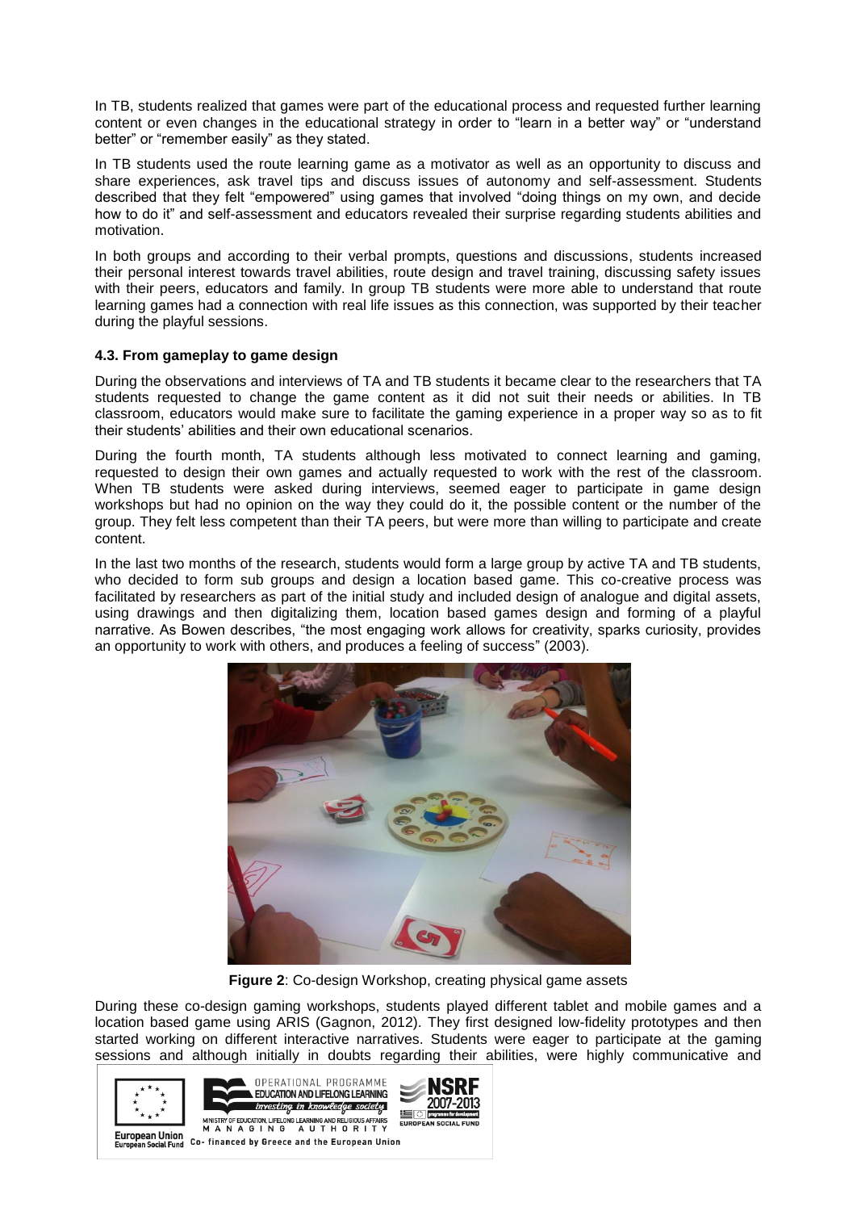In TB, students realized that games were part of the educational process and requested further learning content or even changes in the educational strategy in order to "learn in a better way" or "understand better" or "remember easily" as they stated.

In TB students used the route learning game as a motivator as well as an opportunity to discuss and share experiences, ask travel tips and discuss issues of autonomy and self-assessment. Students described that they felt "empowered" using games that involved "doing things on my own, and decide how to do it" and self-assessment and educators revealed their surprise regarding students abilities and motivation.

In both groups and according to their verbal prompts, questions and discussions, students increased their personal interest towards travel abilities, route design and travel training, discussing safety issues with their peers, educators and family. In group TB students were more able to understand that route learning games had a connection with real life issues as this connection, was supported by their teacher during the playful sessions.

### 4.3. From gameplay to game design

During the observations and interviews of TA and TB students it became clear to the researchers that TA students requested to change the game content as it did not suit their needs or abilities. In TB classroom, educators would make sure to facilitate the gaming experience in a proper way so as to fit their students' abilities and their own educational scenarios.

During the fourth month, TA students although less motivated to connect learning and gaming, requested to design their own games and actually requested to work with the rest of the classroom. When TB students were asked during interviews, seemed eager to participate in game design workshops but had no opinion on the way they could do it, the possible content or the number of the group. They felt less competent than their TA peers, but were more than willing to participate and create content.

In the last two months of the research, students would form a large group by active TA and TB students, who decided to form sub groups and design a location based game. This co-creative process was facilitated by researchers as part of the initial study and included design of analogue and digital assets, using drawings and then digitalizing them, location based games design and forming of a playful narrative. As Bowen describes, "the most engaging work allows for creativity, sparks curiosity, provides an opportunity to work with others, and produces a feeling of success" (2003).

**Figure 2**: Co-design Workshop, creating physical game assets

During these co-design gaming workshops, students played different tablet and mobile games and a location based game using ARIS (Gagnon, 2012). They first designed low-fidelity prototypes and then started working on different interactive narratives. Students were eager to participate at the gaming sessions and although initially in doubts regarding their abilities, were highly communicative and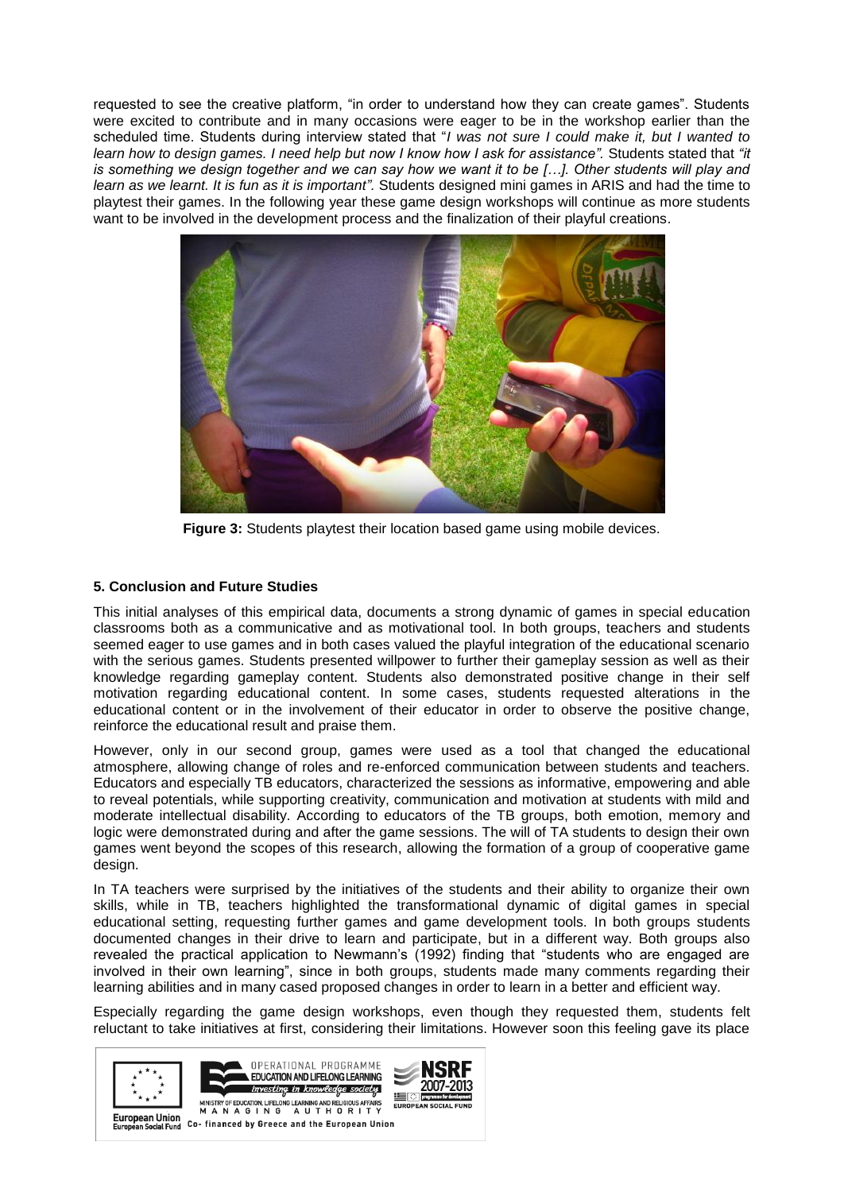requested to see the creative platform, "in order to understand how they can create games". Students were excited to contribute and in many occasions were eager to be in the workshop earlier than the scheduled time. Students during interview stated that "*I was not sure I could make it, but I wanted to learn how to design games. I need help but now I know how I ask for assistance".* Students stated that *"it is something we design together and we can say how we want it to be […]. Other students will play and learn as we learnt. It is fun as it is important".* Students designed mini games in ARIS and had the time to playtest their games. In the following year these game design workshops will continue as more students want to be involved in the development process and the finalization of their playful creations.

**Figure 3:** Students playtest their location based game using mobile devices.

### 5. Conclusion and Future Studies

This initial analyses of this empirical data, documents a strong dynamic of games in special education classrooms both as a communicative and as motivational tool. In both groups, teachers and students seemed eager to use games and in both cases valued the playful integration of the educational scenario with the serious games. Students presented willpower to further their gameplay session as well as their knowledge regarding gameplay content. Students also demonstrated positive change in their self motivation regarding educational content. In some cases, students requested alterations in the educational content or in the involvement of their educator in order to observe the positive change, reinforce the educational result and praise them.

However, only in our second group, games were used as a tool that changed the educational atmosphere, allowing change of roles and re-enforced communication between students and teachers. Educators and especially TB educators, characterized the sessions as informative, empowering and able to reveal potentials, while supporting creativity, communication and motivation at students with mild and moderate intellectual disability. According to educators of the TB groups, both emotion, memory and logic were demonstrated during and after the game sessions. The will of TA students to design their own games went beyond the scopes of this research, allowing the formation of a group of cooperative game design.

In TA teachers were surprised by the initiatives of the students and their ability to organize their own skills, while in TB, teachers highlighted the transformational dynamic of digital games in special educational setting, requesting further games and game development tools. In both groups students documented changes in their drive to learn and participate, but in a different way. Both groups also revealed the practical application to Newmann's (1992) finding that "students who are engaged are involved in their own learning", since in both groups, students made many comments regarding their learning abilities and in many cased proposed changes in order to learn in a better and efficient way.

Especially regarding the game design workshops, even though they requested them, students felt reluctant to take initiatives at first, considering their limitations. However soon this feeling gave its place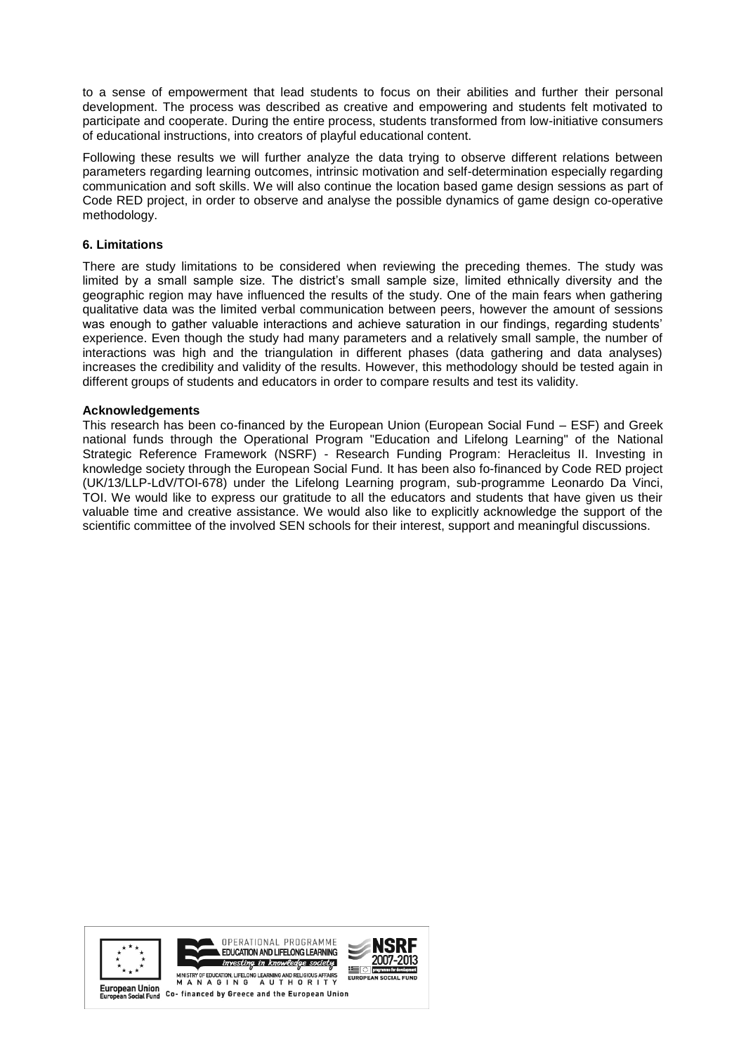to a sense of empowerment that lead students to focus on their abilities and further their personal development. The process was described as creative and empowering and students felt motivated to participate and cooperate. During the entire process, students transformed from low-initiative consumers of educational instructions, into creators of playful educational content.

Following these results we will further analyze the data trying to observe different relations between parameters regarding learning outcomes, intrinsic motivation and self-determination especially regarding communication and soft skills. We will also continue the location based game design sessions as part of Code RED project, in order to observe and analyse the possible dynamics of game design co-operative methodology.

### 6. Limitations

There are study limitations to be considered when reviewing the preceding themes. The study was limited by a small sample size. The district's small sample size, limited ethnically diversity and the geographic region may have influenced the results of the study. One of the main fears when gathering qualitative data was the limited verbal communication between peers, however the amount of sessions was enough to gather valuable interactions and achieve saturation in our findings, regarding students' experience. Even though the study had many parameters and a relatively small sample, the number of interactions was high and the triangulation in different phases (data gathering and data analyses) increases the credibility and validity of the results. However, this methodology should be tested again in different groups of students and educators in order to compare results and test its validity.

### Acknowledgements

This research has been co-financed by the European Union (European Social Fund – ESF) and Greek national funds through the Operational Program "Education and Lifelong Learning" of the National Strategic Reference Framework (NSRF) - Research Funding Program: Heracleitus II. Investing in knowledge society through the European Social Fund. It has been also fo-financed by Code RED project (UK/13/LLP-LdV/TOI-678) under the Lifelong Learning program, sub-programme Leonardo Da Vinci, TOI. We would like to express our gratitude to all the educators and students that have given us their valuable time and creative assistance. We would also like to explicitly acknowledge the support of the scientific committee of the involved SEN schools for their interest, support and meaningful discussions.

European Union
European Social Fund

OPERATIONAL PROGRAMME
EDUCATION AND LIFELONG LEARNING
investing in knowledge society
MINISTRY OF EDUCATION, LIFELONG LEARNING AND RELIGIOUS AFFAIRS
MANAGING AUTHORITY

NSRF
2007-2013
programme for development
EUROPEAN SOCIAL FUND

Co- financed by Greece and the European Union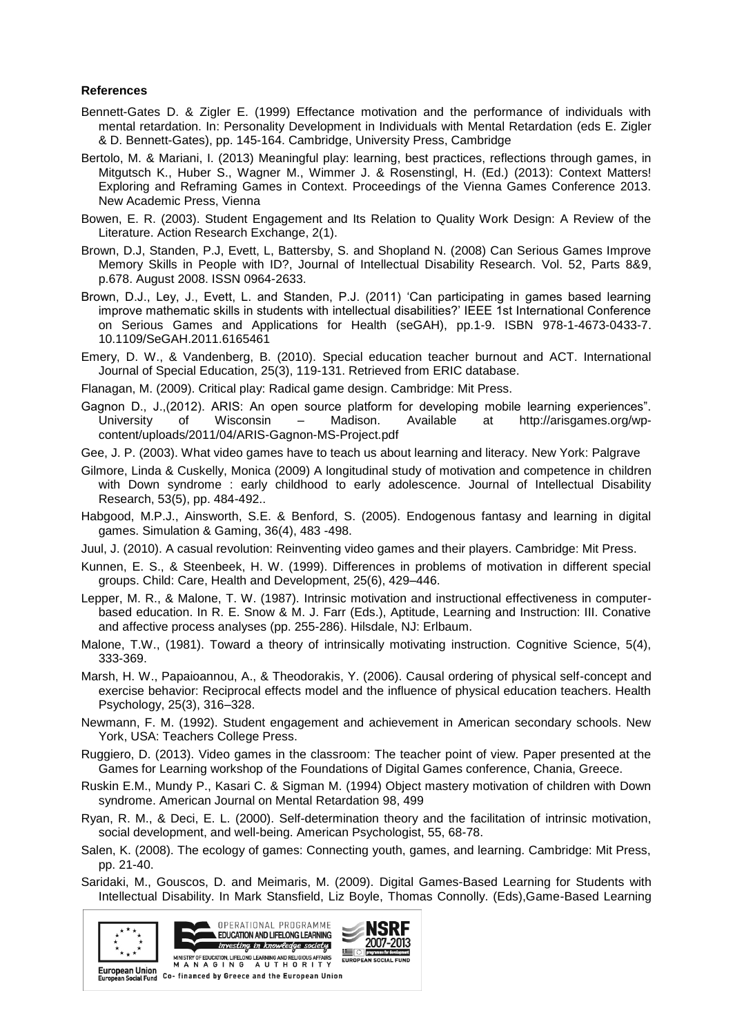**References**

Bennett-Gates D. & Zigler E. (1999) Effectance motivation and the performance of individuals with mental retardation. In: Personality Development in Individuals with Mental Retardation (eds E. Zigler & D. Bennett-Gates), pp. 145-164. Cambridge, University Press, Cambridge

Bertolo, M. & Mariani, I. (2013) Meaningful play: learning, best practices, reflections through games, in Mitgutsch K., Huber S., Wagner M., Wimmer J. & Rosenstingl, H. (Ed.) (2013): Context Matters! Exploring and Reframing Games in Context. Proceedings of the Vienna Games Conference 2013. New Academic Press, Vienna

Bowen, E. R. (2003). Student Engagement and Its Relation to Quality Work Design: A Review of the Literature. Action Research Exchange, 2(1).

Brown, D.J, Standen, P.J, Evett, L, Battersby, S. and Shopland N. (2008) Can Serious Games Improve Memory Skills in People with ID?, Journal of Intellectual Disability Research. Vol. 52, Parts 8&9, p.678. August 2008. ISSN 0964-2633.

Brown, D.J., Ley, J., Evett, L. and Standen, P.J. (2011) 'Can participating in games based learning improve mathematic skills in students with intellectual disabilities?' IEEE 1st International Conference on Serious Games and Applications for Health (seGAH), pp.1-9. ISBN 978-1-4673-0433-7. 10.1109/SeGAH.2011.6165461

Emery, D. W., & Vandenberg, B. (2010). Special education teacher burnout and ACT. International Journal of Special Education, 25(3), 119-131. Retrieved from ERIC database.

Flanagan, M. (2009). Critical play: Radical game design. Cambridge: Mit Press.

Gagnon D., J.,(2012). ARIS: An open source platform for developing mobile learning experiences". University of Wisconsin – Madison. Available at http://arisgames.org/wp-content/uploads/2011/04/ARIS-Gagnon-MS-Project.pdf

Gee, J. P. (2003). What video games have to teach us about learning and literacy. New York: Palgrave

Gilmore, Linda & Cuskelly, Monica (2009) A longitudinal study of motivation and competence in children with Down syndrome : early childhood to early adolescence. Journal of Intellectual Disability Research, 53(5), pp. 484-492..

Habgood, M.P.J., Ainsworth, S.E. & Benford, S. (2005). Endogenous fantasy and learning in digital games. Simulation & Gaming, 36(4), 483 -498.

Juul, J. (2010). A casual revolution: Reinventing video games and their players. Cambridge: Mit Press.

Kunnen, E. S., & Steenbeek, H. W. (1999). Differences in problems of motivation in different special groups. Child: Care, Health and Development, 25(6), 429–446.

Lepper, M. R., & Malone, T. W. (1987). Intrinsic motivation and instructional effectiveness in computer-based education. In R. E. Snow & M. J. Farr (Eds.), Aptitude, Learning and Instruction: III. Conative and affective process analyses (pp. 255-286). Hilsdale, NJ: Erlbaum.

Malone, T.W., (1981). Toward a theory of intrinsically motivating instruction. Cognitive Science, 5(4), 333-369.

Marsh, H. W., Papaioannou, A., & Theodorakis, Y. (2006). Causal ordering of physical self-concept and exercise behavior: Reciprocal effects model and the influence of physical education teachers. Health Psychology, 25(3), 316–328.

Newmann, F. M. (1992). Student engagement and achievement in American secondary schools. New York, USA: Teachers College Press.

Ruggiero, D. (2013). Video games in the classroom: The teacher point of view. Paper presented at the Games for Learning workshop of the Foundations of Digital Games conference, Chania, Greece.

Ruskin E.M., Mundy P., Kasari C. & Sigman M. (1994) Object mastery motivation of children with Down syndrome. American Journal on Mental Retardation 98, 499

Ryan, R. M., & Deci, E. L. (2000). Self-determination theory and the facilitation of intrinsic motivation, social development, and well-being. American Psychologist, 55, 68-78.

Salen, K. (2008). The ecology of games: Connecting youth, games, and learning. Cambridge: Mit Press, pp. 21-40.

Saridaki, M., Gouscos, D. and Meimaris, M. (2009). Digital Games-Based Learning for Students with Intellectual Disability. In Mark Stansfield, Liz Boyle, Thomas Connolly. (Eds),Game-Based Learning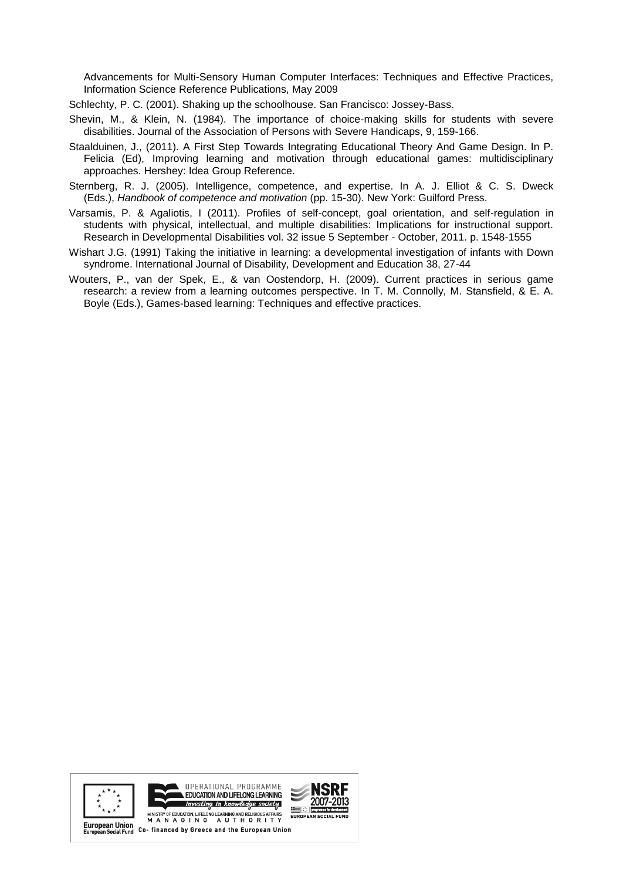Advancements for Multi-Sensory Human Computer Interfaces: Techniques and Effective Practices, Information Science Reference Publications, May 2009

Schlechty, P. C. (2001). Shaking up the schoolhouse. San Francisco: Jossey-Bass.

Shevin, M., & Klein, N. (1984). The importance of choice-making skills for students with severe disabilities. Journal of the Association of Persons with Severe Handicaps, 9, 159-166.

Staalduinen, J., (2011). A First Step Towards Integrating Educational Theory And Game Design. In P. Felicia (Ed), Improving learning and motivation through educational games: multidisciplinary approaches. Hershey: Idea Group Reference.

Sternberg, R. J. (2005). Intelligence, competence, and expertise. In A. J. Elliot & C. S. Dweck (Eds.), *Handbook of competence and motivation* (pp. 15-30). New York: Guilford Press.

Varsamis, P. & Agaliotis, I (2011). Profiles of self-concept, goal orientation, and self-regulation in students with physical, intellectual, and multiple disabilities: Implications for instructional support. Research in Developmental Disabilities vol. 32 issue 5 September - October, 2011. p. 1548-1555

Wishart J.G. (1991) Taking the initiative in learning: a developmental investigation of infants with Down syndrome. International Journal of Disability, Development and Education 38, 27-44

Wouters, P., van der Spek, E., & van Oostendorp, H. (2009). Current practices in serious game research: a review from a learning outcomes perspective. In T. M. Connolly, M. Stansfield, & E. A. Boyle (Eds.), Games-based learning: Techniques and effective practices.

European Union
European Social Fund

OPERATIONAL PROGRAMME
EDUCATION AND LIFELONG LEARNING
investing in knowledge society
MINISTRY OF EDUCATION, LIFELONG LEARNING AND RELIGIOUS AFFAIRS
MANAGING AUTHORITY

NSRF
2007-2013
programme for development
EUROPEAN SOCIAL FUND

Co- financed by Greece and the European Union